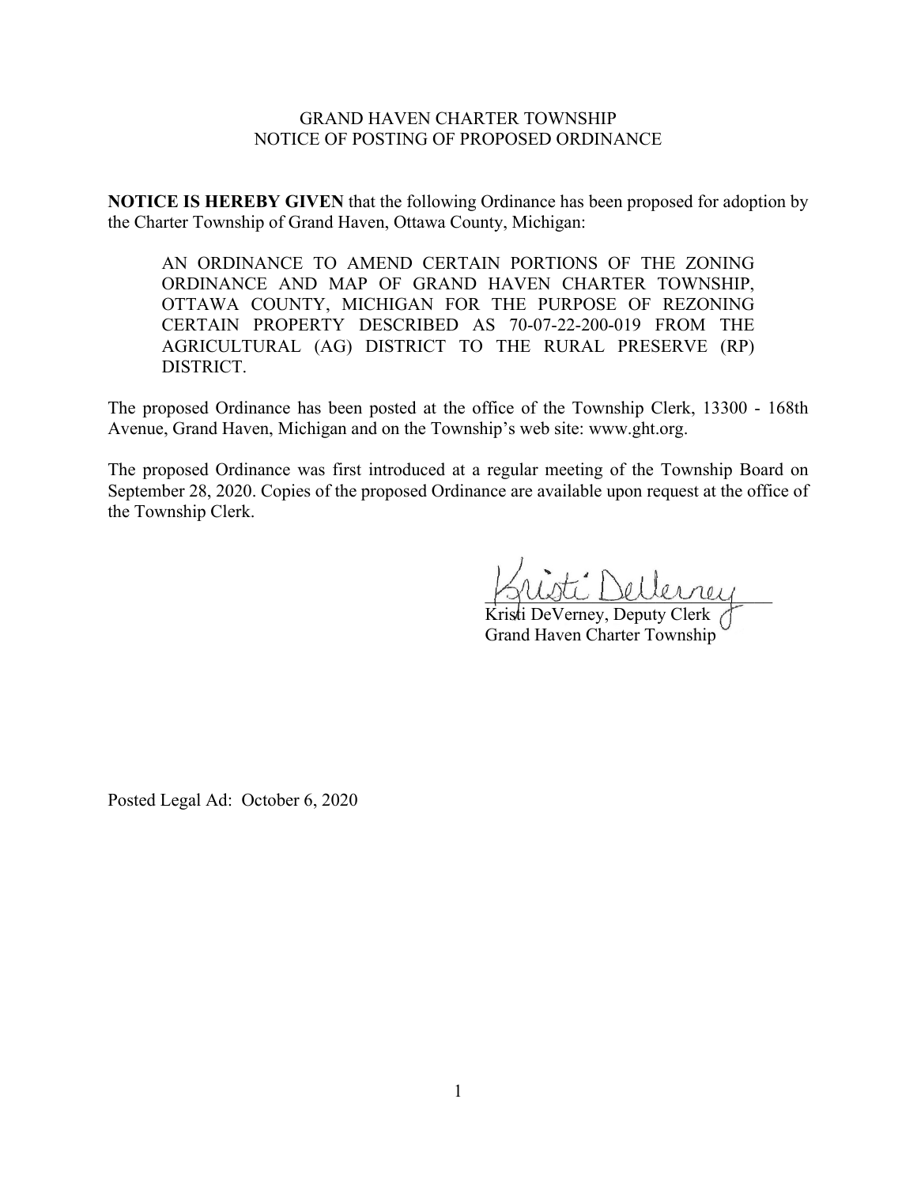GRAND HAVEN CHARTER TOWNSHIP
NOTICE OF POSTING OF PROPOSED ORDINANCE

**NOTICE IS HEREBY GIVEN** that the following Ordinance has been proposed for adoption by the Charter Township of Grand Haven, Ottawa County, Michigan:

> AN ORDINANCE TO AMEND CERTAIN PORTIONS OF THE ZONING ORDINANCE AND MAP OF GRAND HAVEN CHARTER TOWNSHIP, OTTAWA COUNTY, MICHIGAN FOR THE PURPOSE OF REZONING CERTAIN PROPERTY DESCRIBED AS 70-07-22-200-019 FROM THE AGRICULTURAL (AG) DISTRICT TO THE RURAL PRESERVE (RP) DISTRICT.

The proposed Ordinance has been posted at the office of the Township Clerk, 13300 - 168th Avenue, Grand Haven, Michigan and on the Township's web site: www.ght.org.

The proposed Ordinance was first introduced at a regular meeting of the Township Board on September 28, 2020. Copies of the proposed Ordinance are available upon request at the office of the Township Clerk.

Kristi DeVerney

Kristi DeVerney, Deputy Clerk
Grand Haven Charter Township

Posted Legal Ad: October 6, 2020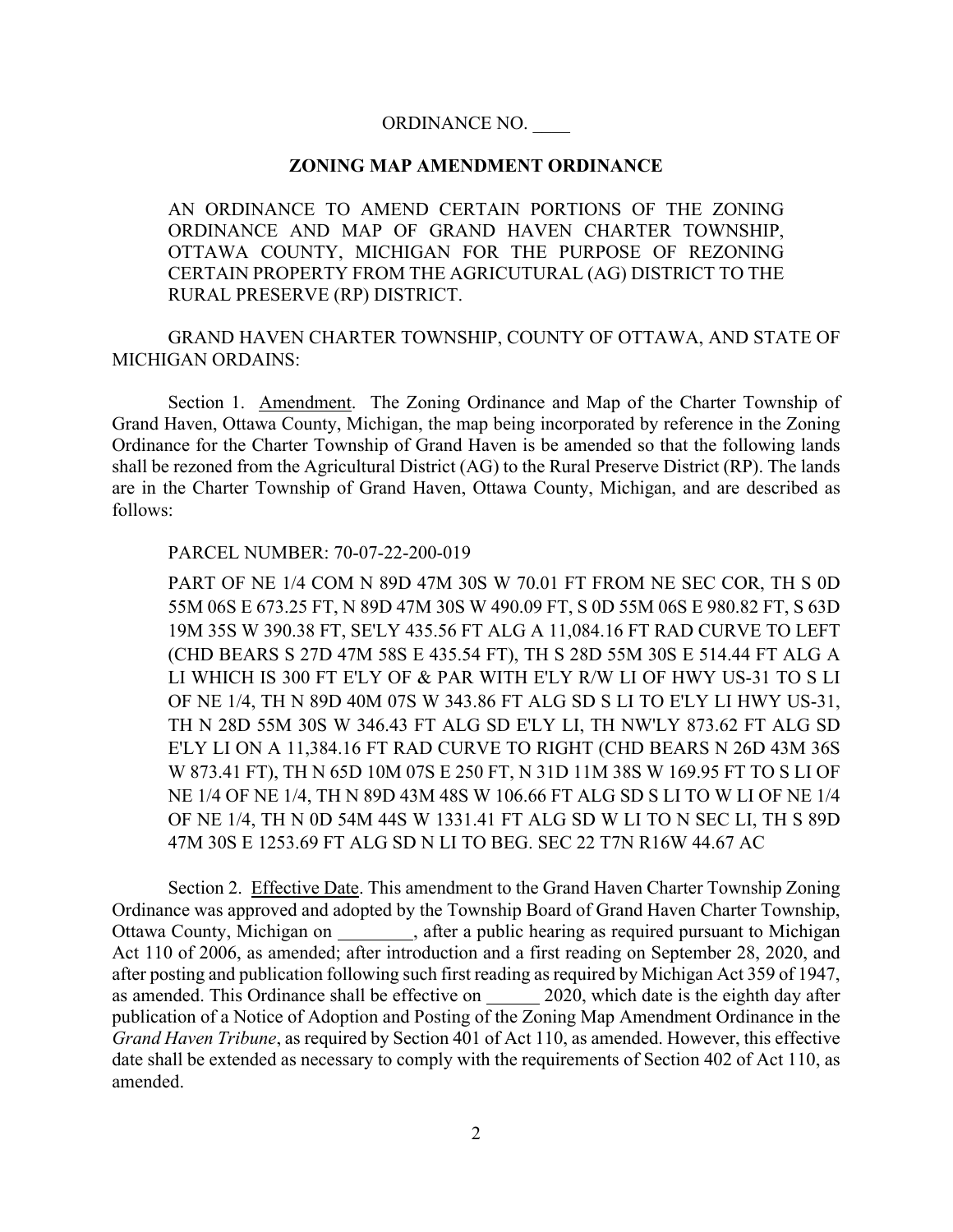ORDINANCE NO. ____

**ZONING MAP AMENDMENT ORDINANCE**

AN ORDINANCE TO AMEND CERTAIN PORTIONS OF THE ZONING ORDINANCE AND MAP OF GRAND HAVEN CHARTER TOWNSHIP, OTTAWA COUNTY, MICHIGAN FOR THE PURPOSE OF REZONING CERTAIN PROPERTY FROM THE AGRICUTURAL (AG) DISTRICT TO THE RURAL PRESERVE (RP) DISTRICT.

GRAND HAVEN CHARTER TOWNSHIP, COUNTY OF OTTAWA, AND STATE OF MICHIGAN ORDAINS:

Section 1. Amendment. The Zoning Ordinance and Map of the Charter Township of Grand Haven, Ottawa County, Michigan, the map being incorporated by reference in the Zoning Ordinance for the Charter Township of Grand Haven is be amended so that the following lands shall be rezoned from the Agricultural District (AG) to the Rural Preserve District (RP). The lands are in the Charter Township of Grand Haven, Ottawa County, Michigan, and are described as follows:

PARCEL NUMBER: 70-07-22-200-019

PART OF NE 1/4 COM N 89D 47M 30S W 70.01 FT FROM NE SEC COR, TH S 0D 55M 06S E 673.25 FT, N 89D 47M 30S W 490.09 FT, S 0D 55M 06S E 980.82 FT, S 63D 19M 35S W 390.38 FT, SE'LY 435.56 FT ALG A 11,084.16 FT RAD CURVE TO LEFT (CHD BEARS S 27D 47M 58S E 435.54 FT), TH S 28D 55M 30S E 514.44 FT ALG A LI WHICH IS 300 FT E'LY OF & PAR WITH E'LY R/W LI OF HWY US-31 TO S LI OF NE 1/4, TH N 89D 40M 07S W 343.86 FT ALG SD S LI TO E'LY LI HWY US-31, TH N 28D 55M 30S W 346.43 FT ALG SD E'LY LI, TH NW'LY 873.62 FT ALG SD E'LY LI ON A 11,384.16 FT RAD CURVE TO RIGHT (CHD BEARS N 26D 43M 36S W 873.41 FT), TH N 65D 10M 07S E 250 FT, N 31D 11M 38S W 169.95 FT TO S LI OF NE 1/4 OF NE 1/4, TH N 89D 43M 48S W 106.66 FT ALG SD S LI TO W LI OF NE 1/4 OF NE 1/4, TH N 0D 54M 44S W 1331.41 FT ALG SD W LI TO N SEC LI, TH S 89D 47M 30S E 1253.69 FT ALG SD N LI TO BEG. SEC 22 T7N R16W 44.67 AC

Section 2. Effective Date. This amendment to the Grand Haven Charter Township Zoning Ordinance was approved and adopted by the Township Board of Grand Haven Charter Township, Ottawa County, Michigan on ________, after a public hearing as required pursuant to Michigan Act 110 of 2006, as amended; after introduction and a first reading on September 28, 2020, and after posting and publication following such first reading as required by Michigan Act 359 of 1947, as amended. This Ordinance shall be effective on ______ 2020, which date is the eighth day after publication of a Notice of Adoption and Posting of the Zoning Map Amendment Ordinance in the *Grand Haven Tribune*, as required by Section 401 of Act 110, as amended. However, this effective date shall be extended as necessary to comply with the requirements of Section 402 of Act 110, as amended.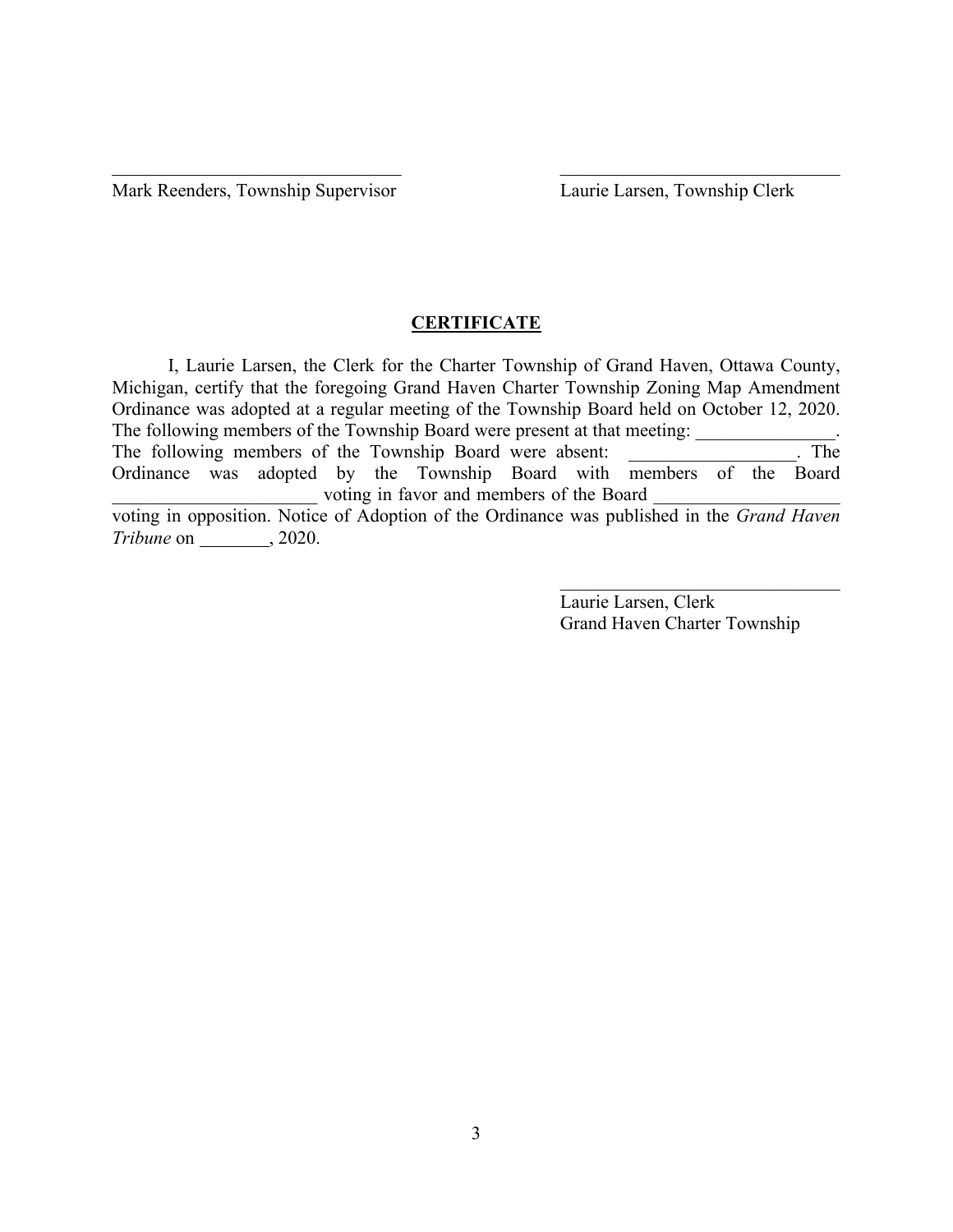\_\_\_\_\_\_\_\_\_\_\_\_\_\_\_\_\_\_\_\_\_\_\_\_\_\_\_\_\_\_\_\_\_\_
Mark Reenders, Township Supervisor

\_\_\_\_\_\_\_\_\_\_\_\_\_\_\_\_\_\_\_\_\_\_\_\_\_\_\_\_\_\_\_\_\_\_
Laurie Larsen, Township Clerk

## CERTIFICATE

I, Laurie Larsen, the Clerk for the Charter Township of Grand Haven, Ottawa County, Michigan, certify that the foregoing Grand Haven Charter Township Zoning Map Amendment Ordinance was adopted at a regular meeting of the Township Board held on October 12, 2020. The following members of the Township Board were present at that meeting: _______________. The following members of the Township Board were absent: __________________. The Ordinance was adopted by the Township Board with members of the Board ______________________ voting in favor and members of the Board ___________________ voting in opposition. Notice of Adoption of the Ordinance was published in the *Grand Haven Tribune* on ________, 2020.

\_\_\_\_\_\_\_\_\_\_\_\_\_\_\_\_\_\_\_\_\_\_\_\_\_\_\_\_\_\_\_\_\_\_
Laurie Larsen, Clerk
Grand Haven Charter Township